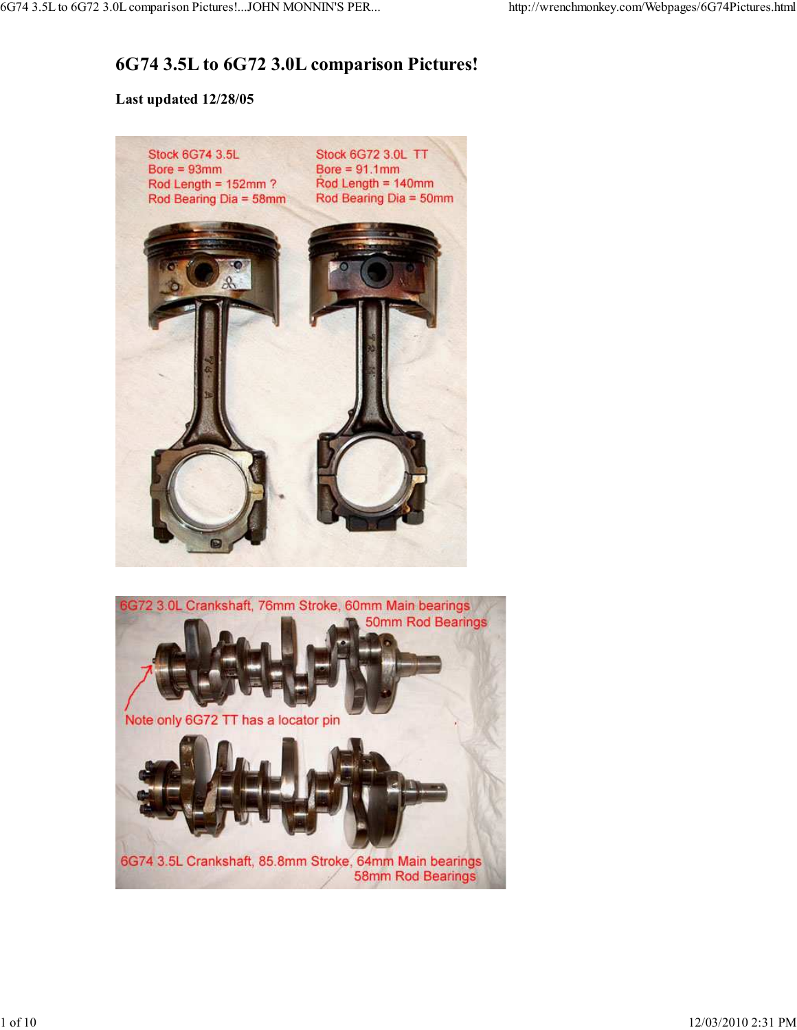# 6G74 3.5L to 6G72 3.0L comparison Pictures!

**Last updated 12/28/05**

Stock 6G74 3.5L
Bore = 93mm
Rod Length = 152mm ?
Rod Bearing Dia = 58mm

Stock 6G72 3.0L TT
Bore = 91.1mm
Rod Length = 140mm
Rod Bearing Dia = 50mm

6G72 3.0L Crankshaft, 76mm Stroke, 60mm Main bearings
50mm Rod Bearings

Note only 6G72 TT has a locator pin

6G74 3.5L Crankshaft, 85.8mm Stroke, 64mm Main bearings
58mm Rod Bearings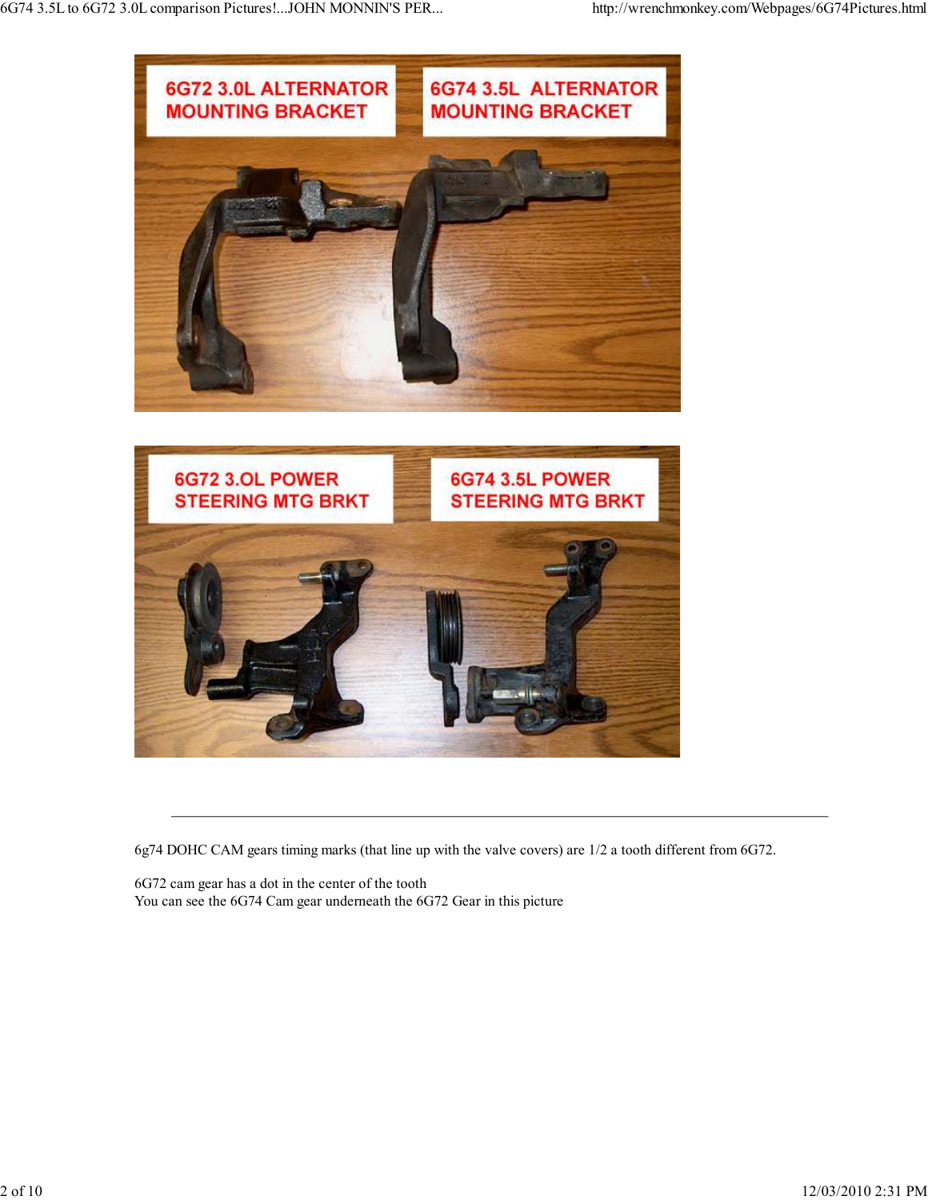---

6g74 DOHC CAM gears timing marks (that line up with the valve covers) are 1/2 a tooth different from 6G72.

6G72 cam gear has a dot in the center of the tooth
You can see the 6G74 Cam gear underneath the 6G72 Gear in this picture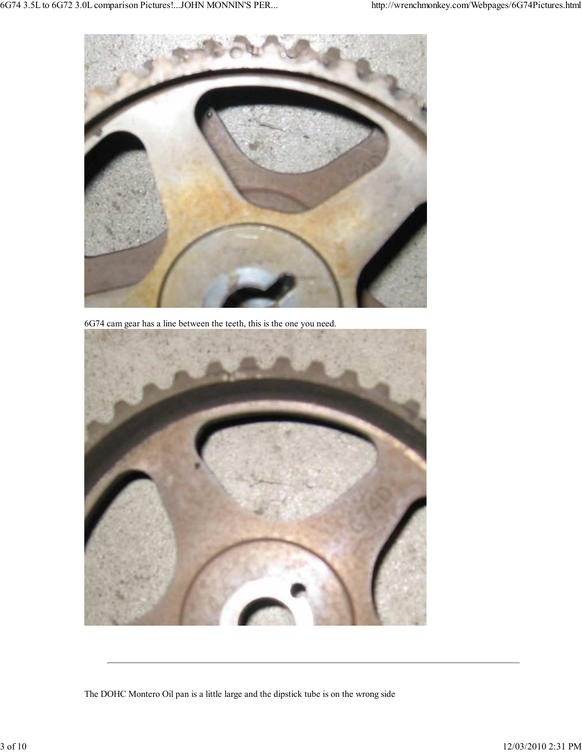6G74 cam gear has a line between the teeth, this is the one you need.

---

The DOHC Montero Oil pan is a little large and the dipstick tube is on the wrong side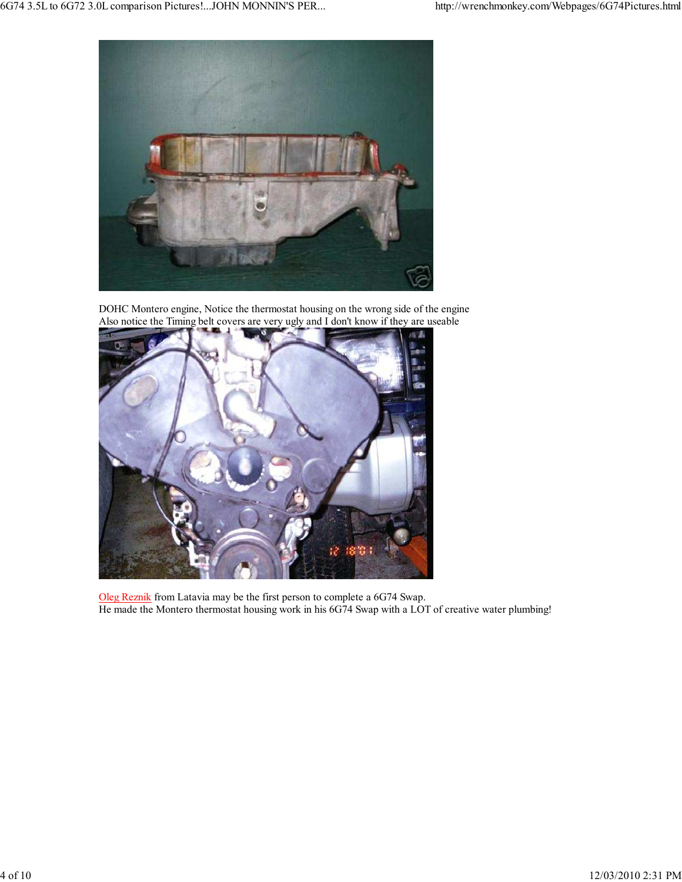DOHC Montero engine, Notice the thermostat housing on the wrong side of the engine
Also notice the Timing belt covers are very ugly and I don't know if they are useable

Oleg Reznik from Latavia may be the first person to complete a 6G74 Swap.
He made the Montero thermostat housing work in his 6G74 Swap with a LOT of creative water plumbing!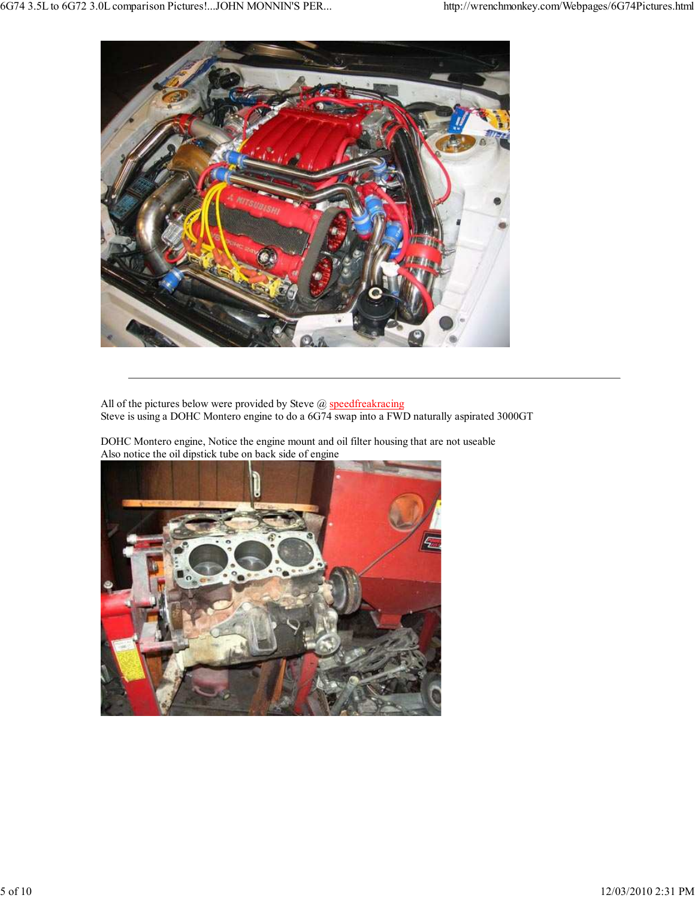All of the pictures below were provided by Steve @ speedfreakracing
Steve is using a DOHC Montero engine to do a 6G74 swap into a FWD naturally aspirated 3000GT

DOHC Montero engine, Notice the engine mount and oil filter housing that are not useable
Also notice the oil dipstick tube on back side of engine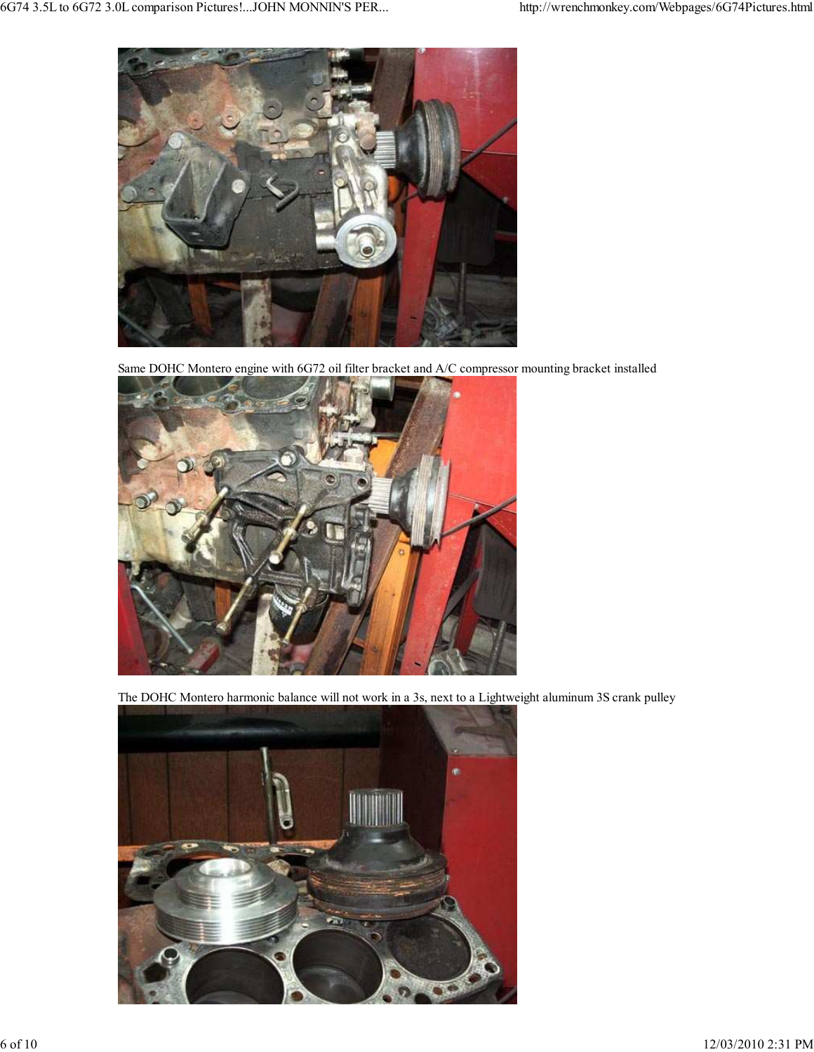Same DOHC Montero engine with 6G72 oil filter bracket and A/C compressor mounting bracket installed

The DOHC Montero harmonic balance will not work in a 3s, next to a Lightweight aluminum 3S crank pulley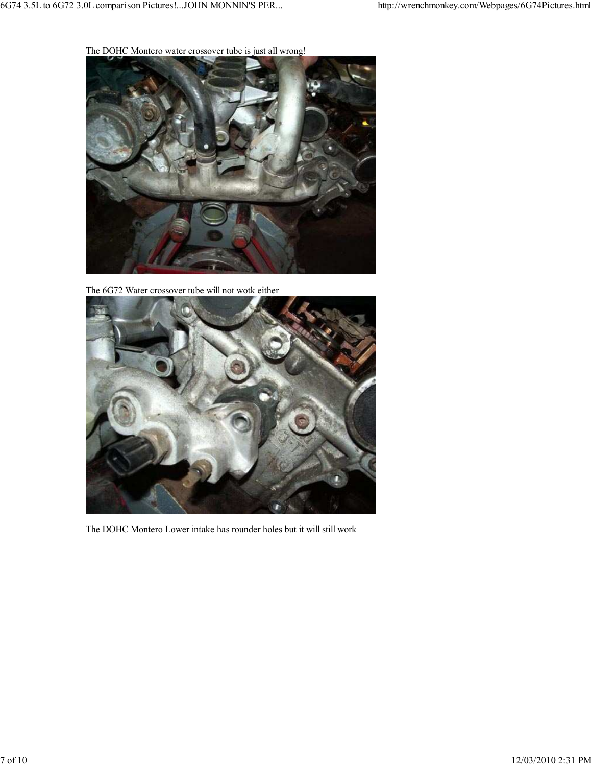The DOHC Montero water crossover tube is just all wrong!

The 6G72 Water crossover tube will not wotk either

The DOHC Montero Lower intake has rounder holes but it will still work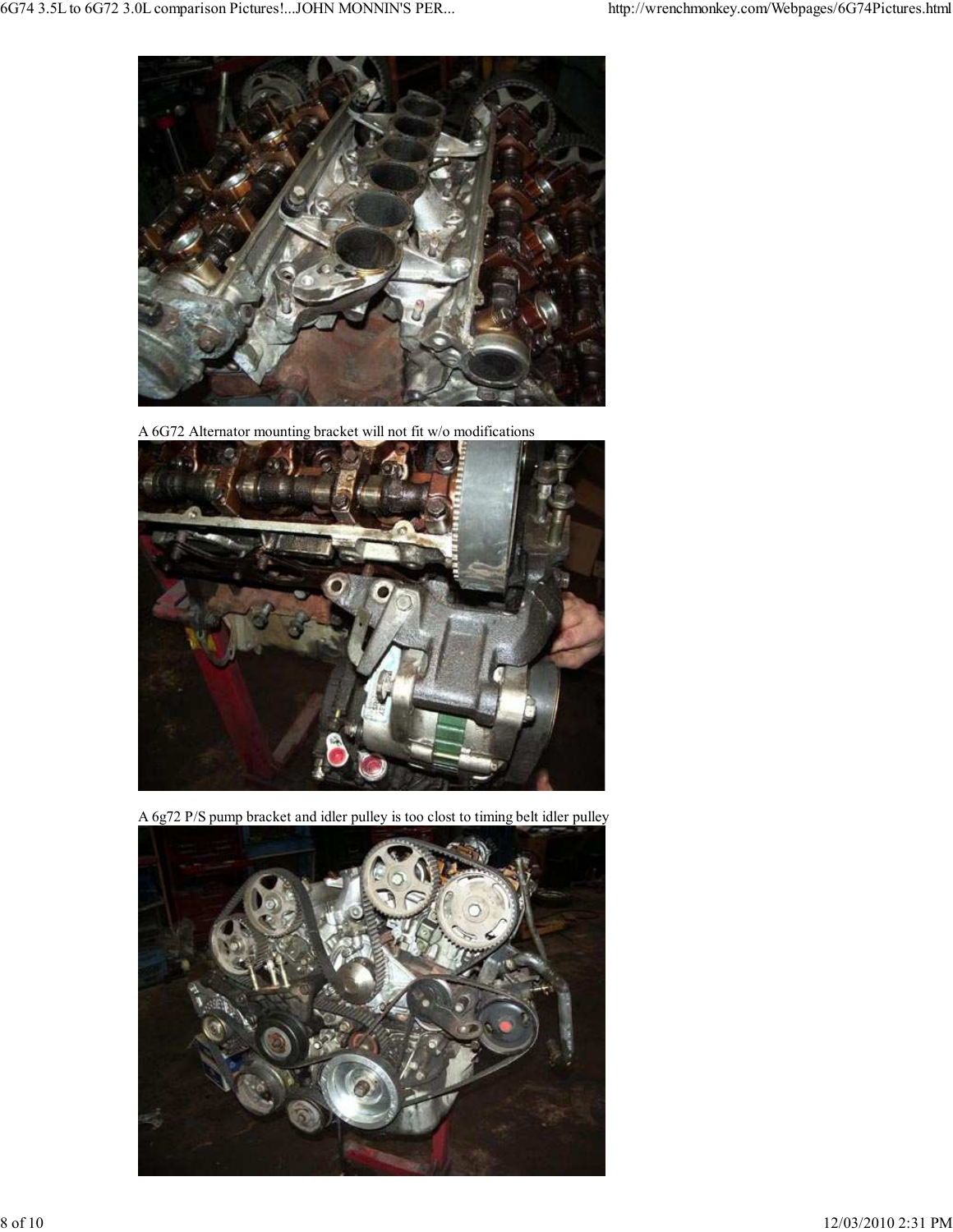A 6G72 Alternator mounting bracket will not fit w/o modifications

A 6g72 P/S pump bracket and idler pulley is too clost to timing belt idler pulley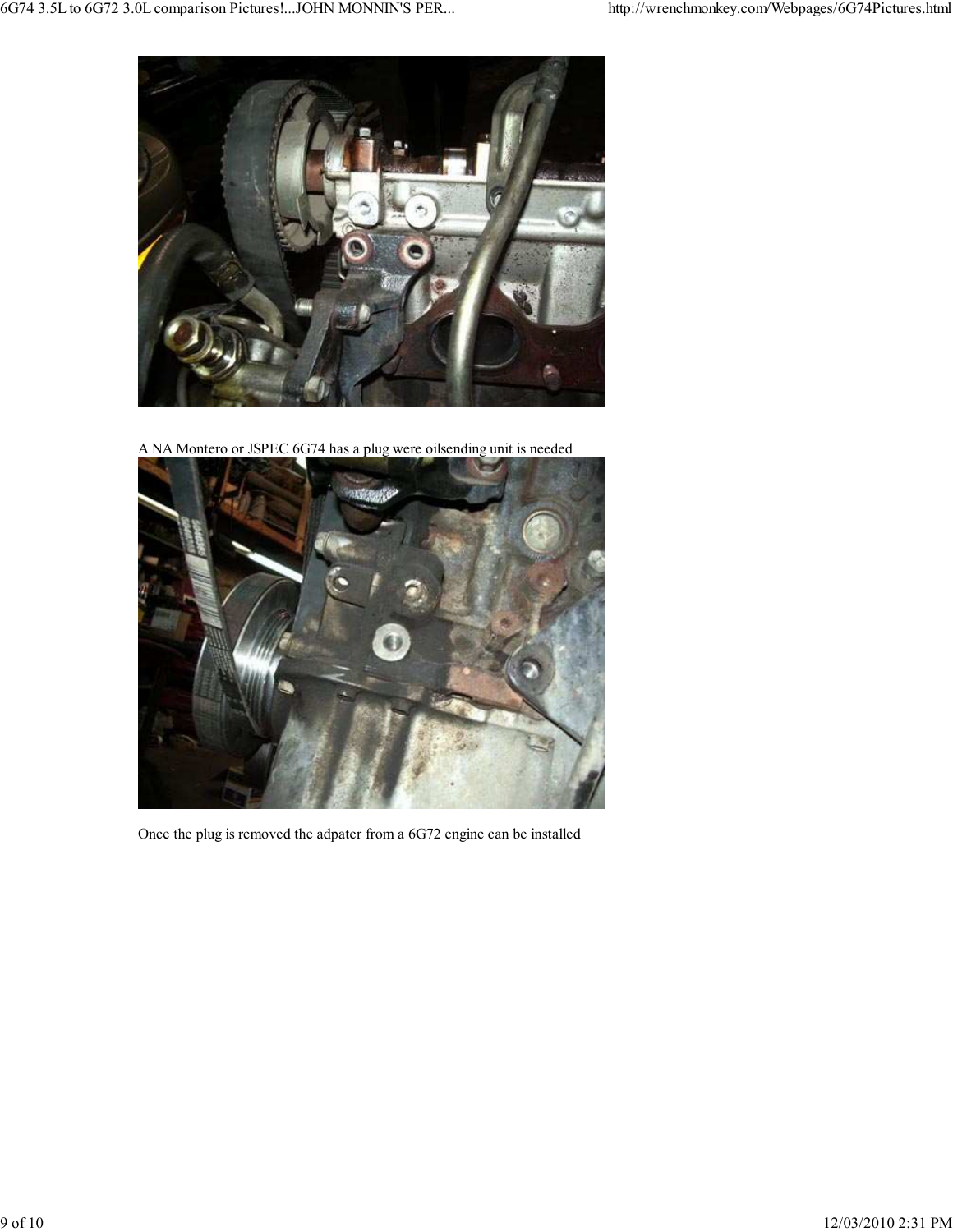A NA Montero or JSPEC 6G74 has a plug were oilsending unit is needed

Once the plug is removed the adpater from a 6G72 engine can be installed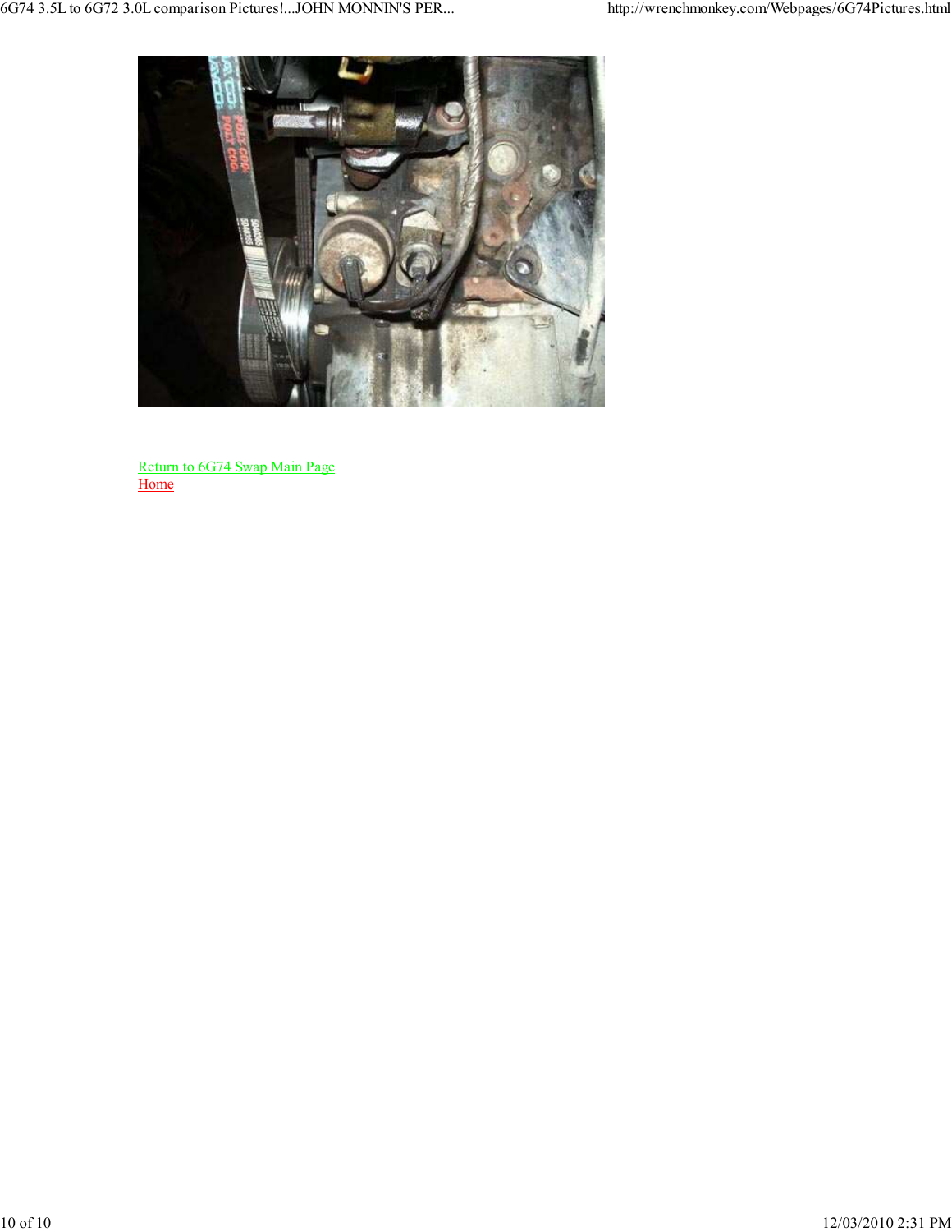Return to 6G74 Swap Main Page
Home